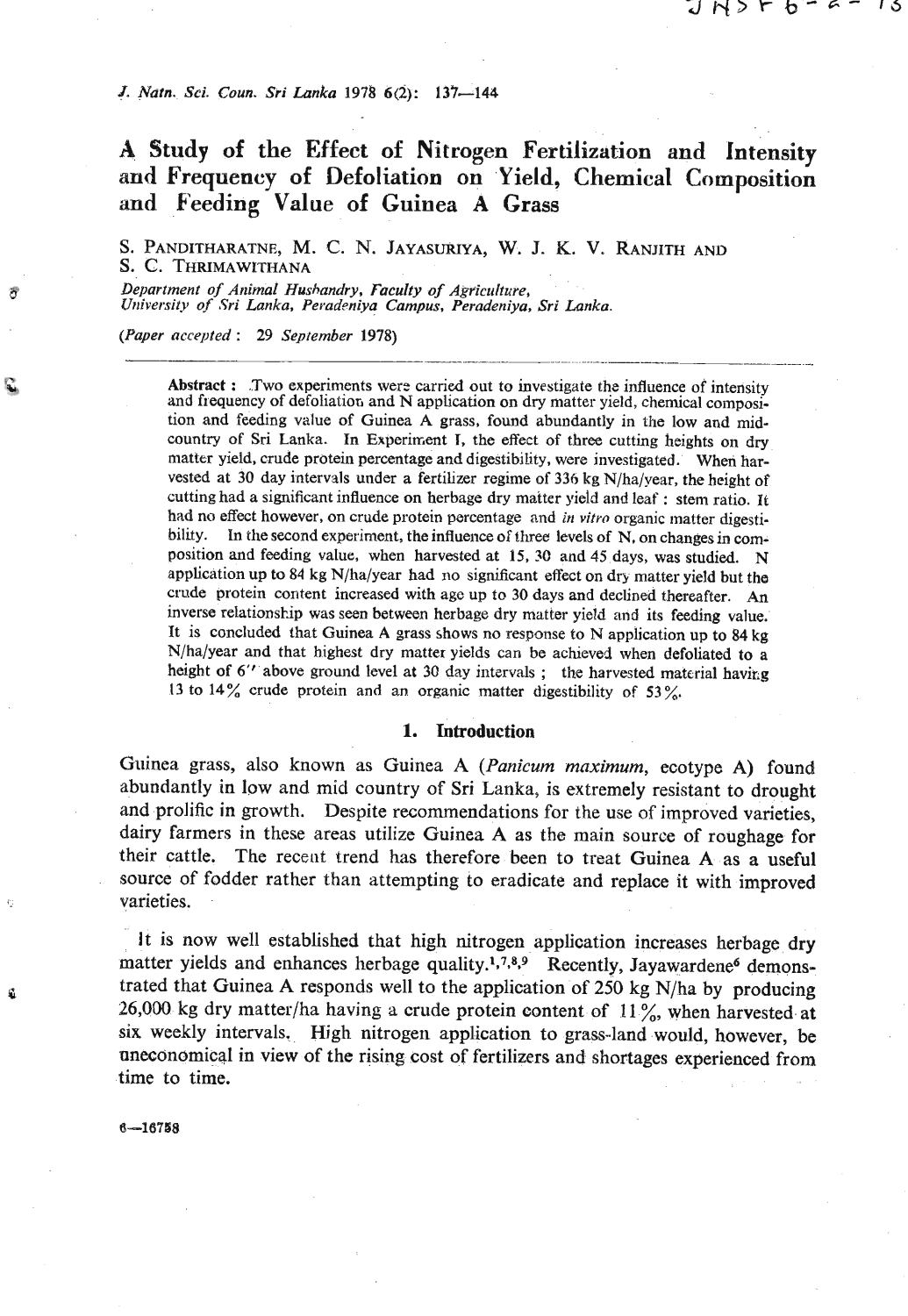# A Study of the Effect of Nitrogen Fertilization and Intensity and Frequency of Defoliation on Yield, Chemical Composition and Feeding Value of Guinea A Grass

S. PANDITHARATNE, M. C. N. JAYASURIYA, W. J. K. V. RANJITH AND S. C. THRIMAWITHANA

*Department of Animal Husbandry, Faculty of Agriculture, University of Sri Lanka, Peradeniya Campus, Peradeniya, Sri Lanka.*

(*Paper accepted*: 29 *September* 1978)

**Abstract**: Two experiments were carried out to investigate the influence of intensity and frequency of defoliation and N application on dry matter yield, chemical composition and feeding value of Guinea A grass, found abundantly in the low and mid-country of Sri Lanka. In Experiment I, the effect of three cutting heights on dry matter yield, crude protein percentage and digestibility, were investigated. When harvested at 30 day intervals under a fertilizer regime of 336 kg N/ha/year, the height of cutting had a significant influence on herbage dry matter yield and leaf : stem ratio. It had no effect however, on crude protein percentage and *in vitro* organic matter digestibility. In the second experiment, the influence of three levels of N, on changes in composition and feeding value, when harvested at 15, 30 and 45 days, was studied. N application up to 84 kg N/ha/year had no significant effect on dry matter yield but the crude protein content increased with age up to 30 days and declined thereafter. An inverse relationship was seen between herbage dry matter yield and its feeding value. It is concluded that Guinea A grass shows no response to N application up to 84 kg N/ha/year and that highest dry matter yields can be achieved when defoliated to a height of 6" above ground level at 30 day intervals; the harvested material having 13 to 14% crude protein and an organic matter digestibility of 53%.

## 1. Introduction

Guinea grass, also known as Guinea A (*Panicum maximum*, ecotype A) found abundantly in low and mid country of Sri Lanka, is extremely resistant to drought and prolific in growth. Despite recommendations for the use of improved varieties, dairy farmers in these areas utilize Guinea A as the main source of roughage for their cattle. The recent trend has therefore been to treat Guinea A as a useful source of fodder rather than attempting to eradicate and replace it with improved varieties.

It is now well established that high nitrogen application increases herbage dry matter yields and enhances herbage quality.[1,7,8,9] Recently, Jayawardene[6] demonstrated that Guinea A responds well to the application of 250 kg N/ha by producing 26,000 kg dry matter/ha having a crude protein content of 11%, when harvested at six weekly intervals. High nitrogen application to grass-land would, however, be uneconomical in view of the rising cost of fertilizers and shortages experienced from time to time.

6—16758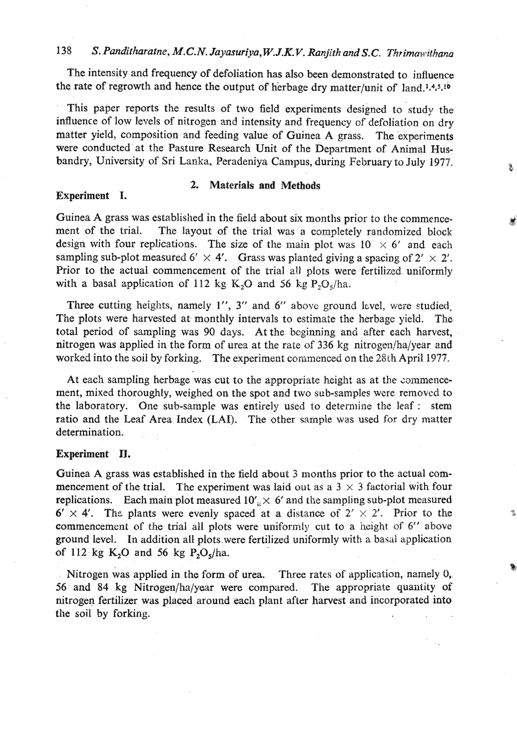The intensity and frequency of defoliation has also been demonstrated to influence the rate of regrowth and hence the output of herbage dry matter/unit of land.[1,4,5,16]

This paper reports the results of two field experiments designed to study the influence of low levels of nitrogen and intensity and frequency of defoliation on dry matter yield, composition and feeding value of Guinea A grass. The experiments were conducted at the Pasture Research Unit of the Department of Animal Husbandry, University of Sri Lanka, Peradeniya Campus, during February to July 1977.

## 2. Materials and Methods

### Experiment I.

Guinea A grass was established in the field about six months prior to the commencement of the trial. The layout of the trial was a completely randomized block design with four replications. The size of the main plot was $10' \times 6'$ and each sampling sub-plot measured $6' \times 4'$. Grass was planted giving a spacing of $2' \times 2'$. Prior to the actual commencement of the trial all plots were fertilized uniformly with a basal application of 112 kg $K_2O$ and 56 kg $P_2O_5$/ha.

Three cutting heights, namely 1″, 3″ and 6″ above ground level, were studied. The plots were harvested at monthly intervals to estimate the herbage yield. The total period of sampling was 90 days. At the beginning and after each harvest, nitrogen was applied in the form of urea at the rate of 336 kg nitrogen/ha/year and worked into the soil by forking. The experiment commenced on the 28th April 1977.

At each sampling herbage was cut to the appropriate height as at the commencement, mixed thoroughly, weighed on the spot and two sub-samples were removed to the laboratory. One sub-sample was entirely used to determine the leaf : stem ratio and the Leaf Area Index (LAI). The other sample was used for dry matter determination.

### Experiment II.

Guinea A grass was established in the field about 3 months prior to the actual commencement of the trial. The experiment was laid out as a $3 \times 3$ factorial with four replications. Each main plot measured $10' \times 6'$ and the sampling sub-plot measured $6' \times 4'$. The plants were evenly spaced at a distance of $2' \times 2'$. Prior to the commencement of the trial all plots were uniformly cut to a height of 6″ above ground level. In addition all plots were fertilized uniformly with a basal application of 112 kg $K_2O$ and 56 kg $P_2O_5$/ha.

Nitrogen was applied in the form of urea. Three rates of application, namely 0, 56 and 84 kg Nitrogen/ha/year were compared. The appropriate quantity of nitrogen fertilizer was placed around each plant after harvest and incorporated into the soil by forking.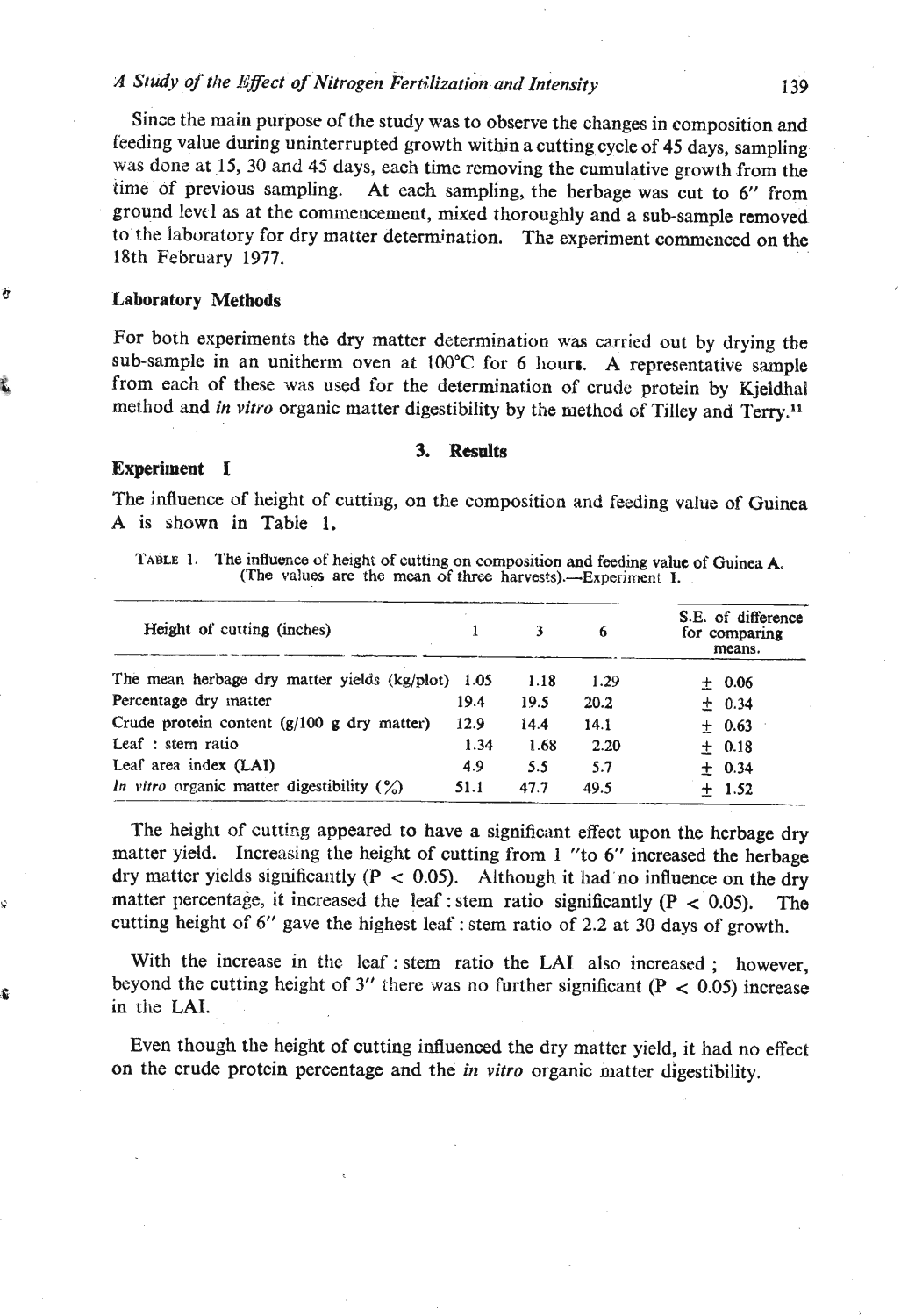Since the main purpose of the study was to observe the changes in composition and feeding value during uninterrupted growth within a cutting cycle of 45 days, sampling was done at 15, 30 and 45 days, each time removing the cumulative growth from the time of previous sampling. At each sampling, the herbage was cut to 6" from ground level as at the commencement, mixed thoroughly and a sub-sample removed to the laboratory for dry matter determination. The experiment commenced on the 18th February 1977.

### Laboratory Methods

For both experiments the dry matter determination was carried out by drying the sub-sample in an unitherm oven at 100°C for 6 hours. A representative sample from each of these was used for the determination of crude protein by Kjeldhal method and *in vitro* organic matter digestibility by the method of Tilley and Terry.[11]

## 3. Results

### Experiment I

The influence of height of cutting, on the composition and feeding value of Guinea A is shown in Table 1.

TABLE 1. The influence of height of cutting on composition and feeding value of Guinea A. (The values are the mean of three harvests).—Experiment I.

| Height of cutting (inches) | 1 | 3 | 6 | S.E. of difference for comparing means. |
|---|---|---|---|---|
| The mean herbage dry matter yields (kg/plot) | 1.05 | 1.18 | 1.29 | ± 0.06 |
| Percentage dry matter | 19.4 | 19.5 | 20.2 | ± 0.34 |
| Crude protein content (g/100 g dry matter) | 12.9 | 14.4 | 14.1 | ± 0.63 |
| Leaf : stem ratio | 1.34 | 1.68 | 2.20 | ± 0.18 |
| Leaf area index (LAI) | 4.9 | 5.5 | 5.7 | ± 0.34 |
| *In vitro* organic matter digestibility (%) | 51.1 | 47.7 | 49.5 | ± 1.52 |

The height of cutting appeared to have a significant effect upon the herbage dry matter yield. Increasing the height of cutting from 1 "to 6" increased the herbage dry matter yields significantly ($P < 0.05$). Although it had no influence on the dry matter percentage, it increased the leaf : stem ratio significantly ($P < 0.05$). The cutting height of 6" gave the highest leaf : stem ratio of 2.2 at 30 days of growth.

With the increase in the leaf : stem ratio the LAI also increased ; however, beyond the cutting height of 3" there was no further significant ($P < 0.05$) increase in the LAI.

Even though the height of cutting influenced the dry matter yield, it had no effect on the crude protein percentage and the *in vitro* organic matter digestibility.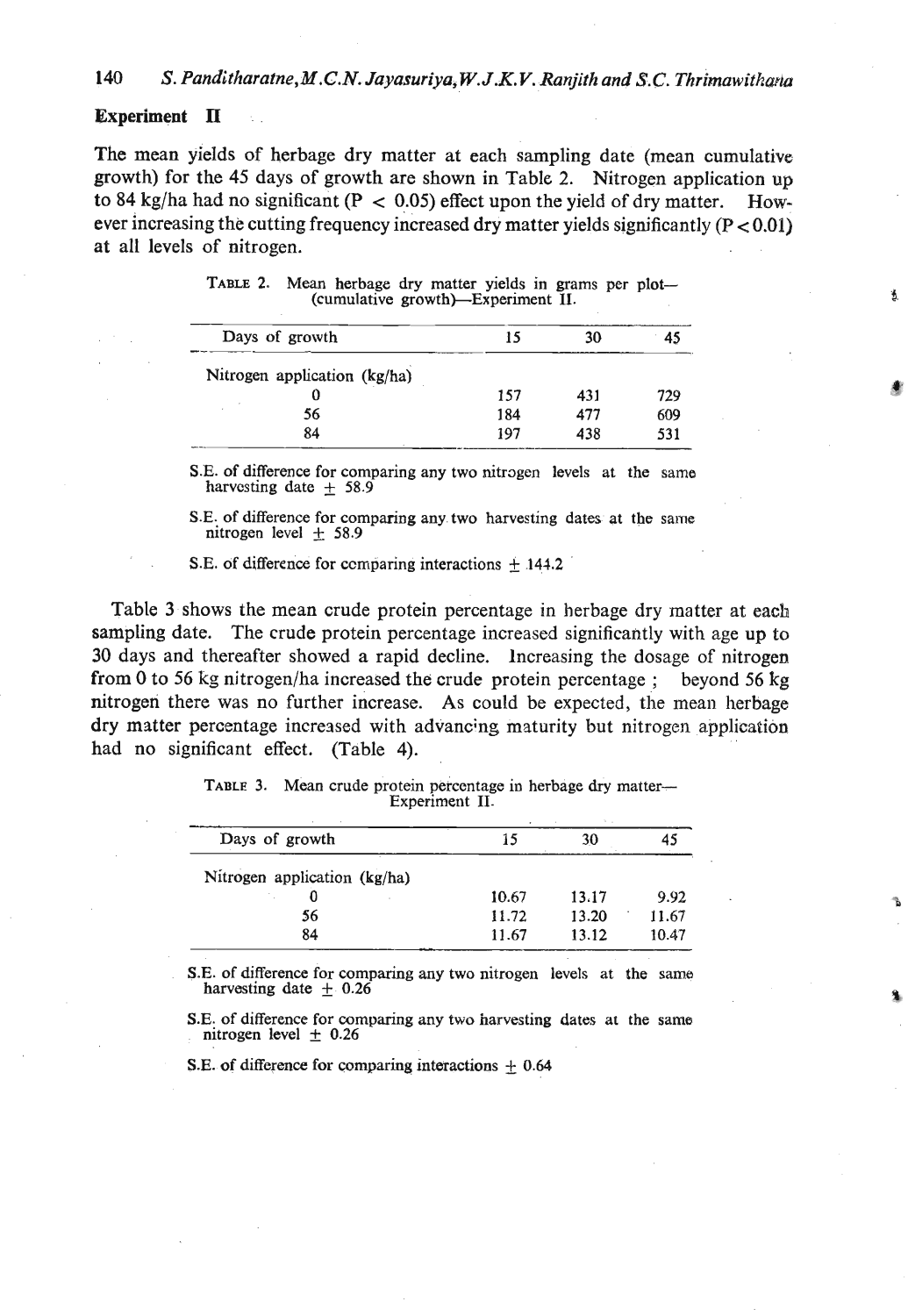**Experiment II**

The mean yields of herbage dry matter at each sampling date (mean cumulative growth) for the 45 days of growth are shown in Table 2. Nitrogen application up to 84 kg/ha had no significant ($P < 0.05$) effect upon the yield of dry matter. However increasing the cutting frequency increased dry matter yields significantly ($P < 0.01$) at all levels of nitrogen.

TABLE 2. Mean herbage dry matter yields in grams per plot—(cumulative growth)—Experiment II.

| Days of growth | 15 | 30 | 45 |
|---|---|---|---|
| Nitrogen application (kg/ha) | | | |
| 0 | 157 | 431 | 729 |
| 56 | 184 | 477 | 609 |
| 84 | 197 | 438 | 531 |

S.E. of difference for comparing any two nitrogen levels at the same harvesting date ± 58.9

S.E. of difference for comparing any two harvesting dates at the same nitrogen level ± 58.9

S.E. of difference for comparing interactions ± 144.2

Table 3 shows the mean crude protein percentage in herbage dry matter at each sampling date. The crude protein percentage increased significantly with age up to 30 days and thereafter showed a rapid decline. Increasing the dosage of nitrogen from 0 to 56 kg nitrogen/ha increased the crude protein percentage ; beyond 56 kg nitrogen there was no further increase. As could be expected, the mean herbage dry matter percentage increased with advancing maturity but nitrogen application had no significant effect. (Table 4).

TABLE 3. Mean crude protein percentage in herbage dry matter—Experiment II.

| Days of growth | 15 | 30 | 45 |
|---|---|---|---|
| Nitrogen application (kg/ha) | | | |
| 0 | 10.67 | 13.17 | 9.92 |
| 56 | 11.72 | 13.20 | 11.67 |
| 84 | 11.67 | 13.12 | 10.47 |

S.E. of difference for comparing any two nitrogen levels at the same harvesting date ± 0.26

S.E. of difference for comparing any two harvesting dates at the same nitrogen level ± 0.26

S.E. of difference for comparing interactions ± 0.64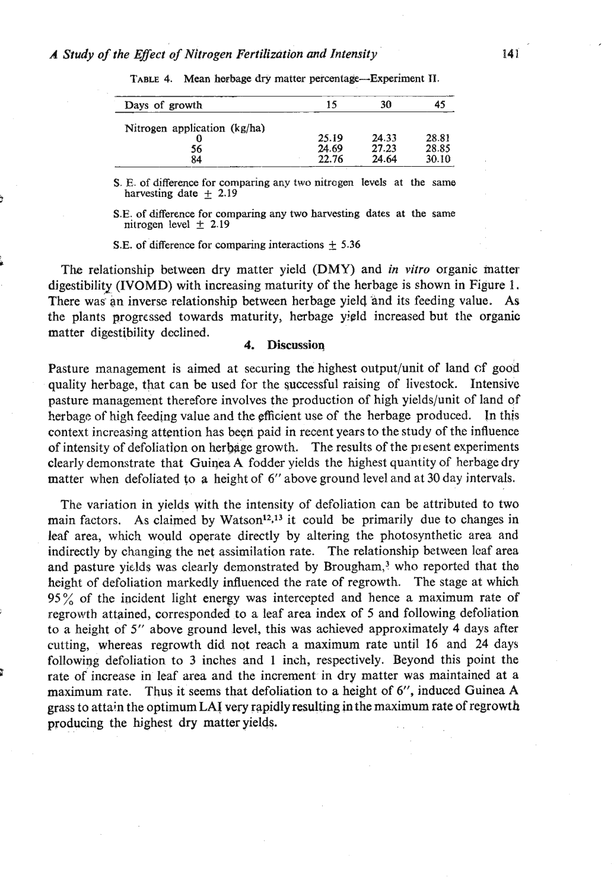TABLE 4. Mean herbage dry matter percentage—Experiment II.

| Days of growth | 15 | 30 | 45 |
|---|---|---|---|
| Nitrogen application (kg/ha) | | | |
| 0 | 25.19 | 24.33 | 28.81 |
| 56 | 24.69 | 27.23 | 28.85 |
| 84 | 22.76 | 24.64 | 30.10 |

S. E. of difference for comparing any two nitrogen levels at the same harvesting date ± 2.19

S.E. of difference for comparing any two harvesting dates at the same nitrogen level ± 2.19

S.E. of difference for comparing interactions ± 5.36

The relationship between dry matter yield (DMY) and *in vitro* organic matter digestibility (IVOMD) with increasing maturity of the herbage is shown in Figure 1. There was an inverse relationship between herbage yield and its feeding value. As the plants progressed towards maturity, herbage yield increased but the organic matter digestibility declined.

## 4. Discussion

Pasture management is aimed at securing the highest output/unit of land of good quality herbage, that can be used for the successful raising of livestock. Intensive pasture management therefore involves the production of high yields/unit of land of herbage of high feeding value and the efficient use of the herbage produced. In this context increasing attention has been paid in recent years to the study of the influence of intensity of defoliation on herbage growth. The results of the present experiments clearly demonstrate that Guinea A fodder yields the highest quantity of herbage dry matter when defoliated to a height of 6″ above ground level and at 30 day intervals.

The variation in yields with the intensity of defoliation can be attributed to two main factors. As claimed by Watson[12,13] it could be primarily due to changes in leaf area, which would operate directly by altering the photosynthetic area and indirectly by changing the net assimilation rate. The relationship between leaf area and pasture yields was clearly demonstrated by Brougham,[3] who reported that the height of defoliation markedly influenced the rate of regrowth. The stage at which 95% of the incident light energy was intercepted and hence a maximum rate of regrowth attained, corresponded to a leaf area index of 5 and following defoliation to a height of 5″ above ground level, this was achieved approximately 4 days after cutting, whereas regrowth did not reach a maximum rate until 16 and 24 days following defoliation to 3 inches and 1 inch, respectively. Beyond this point the rate of increase in leaf area and the increment in dry matter was maintained at a maximum rate. Thus it seems that defoliation to a height of 6″, induced Guinea A grass to attain the optimum LAI very rapidly resulting in the maximum rate of regrowth producing the highest dry matter yields.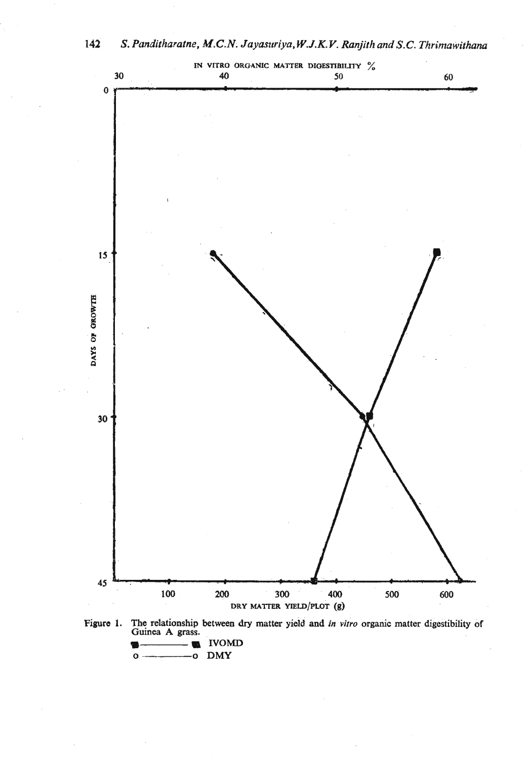Figure 1. The relationship between dry matter yield and *in vitro* organic matter digestibility of Guinea A grass.

■———■ IVOMD

o———o DMY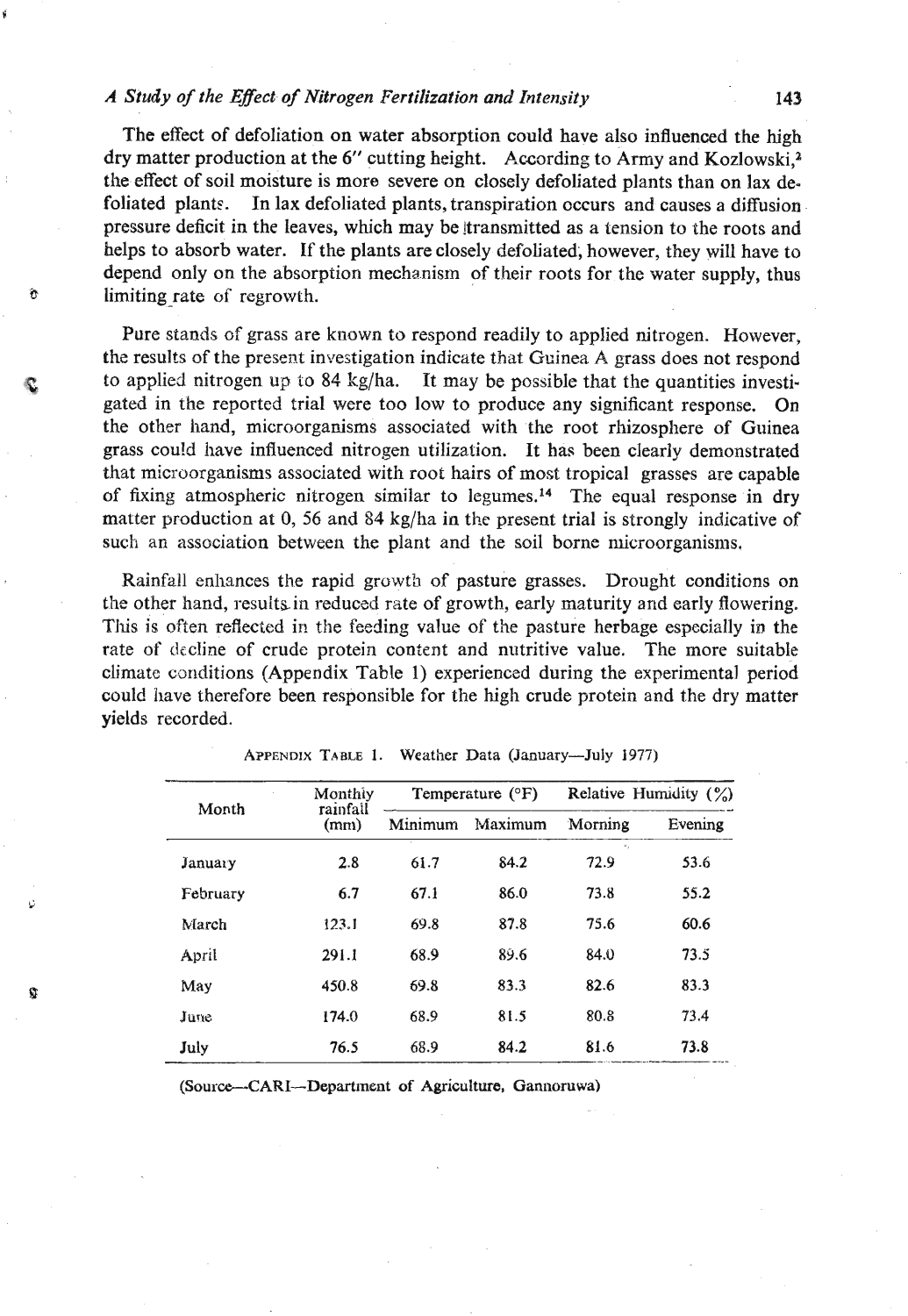The effect of defoliation on water absorption could have also influenced the high dry matter production at the 6" cutting height. According to Army and Kozlowski,[2] the effect of soil moisture is more severe on closely defoliated plants than on lax defoliated plants. In lax defoliated plants, transpiration occurs and causes a diffusion pressure deficit in the leaves, which may be transmitted as a tension to the roots and helps to absorb water. If the plants are closely defoliated, however, they will have to depend only on the absorption mechanism of their roots for the water supply, thus limiting rate of regrowth.

Pure stands of grass are known to respond readily to applied nitrogen. However, the results of the present investigation indicate that Guinea A grass does not respond to applied nitrogen up to 84 kg/ha. It may be possible that the quantities investigated in the reported trial were too low to produce any significant response. On the other hand, microorganisms associated with the root rhizosphere of Guinea grass could have influenced nitrogen utilization. It has been clearly demonstrated that microorganisms associated with root hairs of most tropical grasses are capable of fixing atmospheric nitrogen similar to legumes.[14] The equal response in dry matter production at 0, 56 and 84 kg/ha in the present trial is strongly indicative of such an association between the plant and the soil borne microorganisms.

Rainfall enhances the rapid growth of pasture grasses. Drought conditions on the other hand, results in reduced rate of growth, early maturity and early flowering. This is often reflected in the feeding value of the pasture herbage especially in the rate of decline of crude protein content and nutritive value. The more suitable climate conditions (Appendix Table 1) experienced during the experimental period could have therefore been responsible for the high crude protein and the dry matter yields recorded.

APPENDIX TABLE 1. Weather Data (January—July 1977)

| Month | Monthly rainfall (mm) | Temperature (°F) | | Relative Humidity (%) | |
|---|---|---|---|---|---|
| | | Minimum | Maximum | Morning | Evening |
| January | 2.8 | 61.7 | 84.2 | 72.9 | 53.6 |
| February | 6.7 | 67.1 | 86.0 | 73.8 | 55.2 |
| March | 123.1 | 69.8 | 87.8 | 75.6 | 60.6 |
| April | 291.1 | 68.9 | 89.6 | 84.0 | 73.5 |
| May | 450.8 | 69.8 | 83.3 | 82.6 | 83.3 |
| June | 174.0 | 68.9 | 81.5 | 80.8 | 73.4 |
| July | 76.5 | 68.9 | 84.2 | 81.6 | 73.8 |

(Source—CARI—Department of Agriculture, Gannoruwa)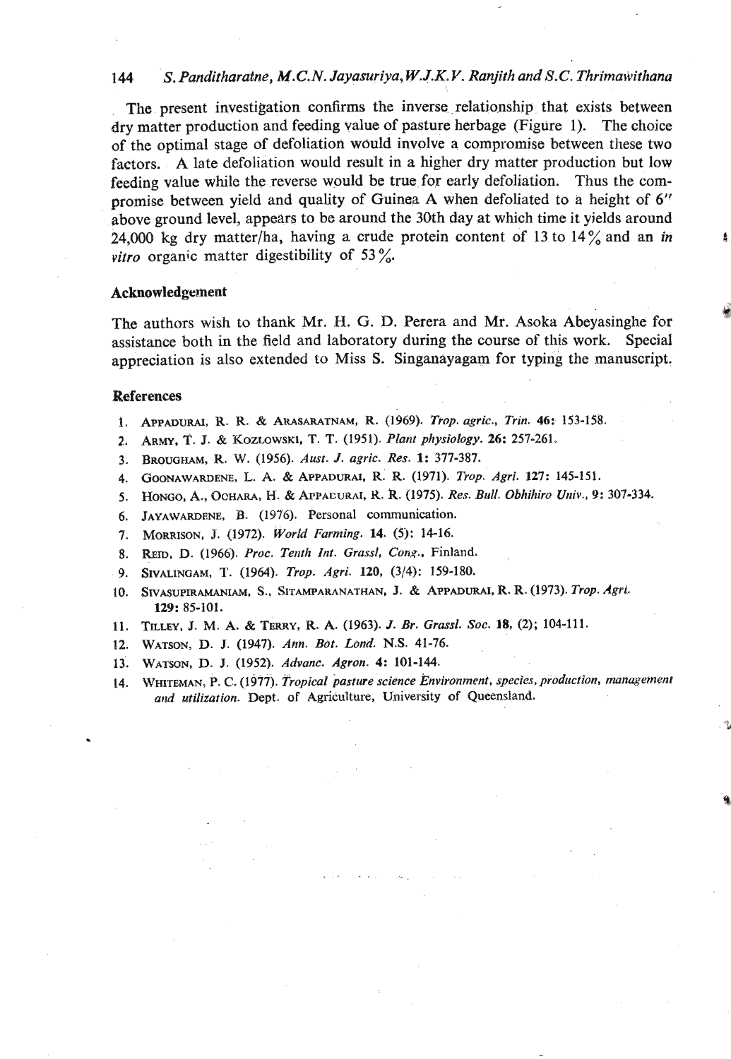The present investigation confirms the inverse relationship that exists between dry matter production and feeding value of pasture herbage (Figure 1). The choice of the optimal stage of defoliation would involve a compromise between these two factors. A late defoliation would result in a higher dry matter production but low feeding value while the reverse would be true for early defoliation. Thus the compromise between yield and quality of Guinea A when defoliated to a height of 6" above ground level, appears to be around the 30th day at which time it yields around 24,000 kg dry matter/ha, having a crude protein content of 13 to 14% and an *in vitro* organic matter digestibility of 53%.

### Acknowledgement

The authors wish to thank Mr. H. G. D. Perera and Mr. Asoka Abeyasinghe for assistance both in the field and laboratory during the course of this work. Special appreciation is also extended to Miss S. Singanayagam for typing the manuscript.

### References

1. Appadurai, R. R. & Arasaratnam, R. (1969). *Trop. agric., Trin.* **46**: 153-158.
2. Army, T. J. & Kozlowski, T. T. (1951). *Plant physiology.* **26**: 257-261.
3. Brougham, R. W. (1956). *Aust. J. agric. Res.* **1**: 377-387.
4. Goonawardene, L. A. & Appadurai, R. R. (1971). *Trop. Agri.* **127**: 145-151.
5. Hongo, A., Oohara, H. & Appadurai, R. R. (1975). *Res. Bull. Obhihiro Univ.*, **9**: 307-334.
6. Jayawardene, B. (1976). Personal communication.
7. Morrison, J. (1972). *World Farming.* **14**. (5): 14-16.
8. Reid, D. (1966). *Proc. Tenth Int. Grassl, Cong.*, Finland.
9. Sivalingam, T. (1964). *Trop. Agri.* **120**, (3/4): 159-180.
10. Sivasupiramaniam, S., Sitamparanathan, J. & Appadurai, R. R. (1973). *Trop. Agri.* **129**: 85-101.
11. Tilley, J. M. A. & Terry, R. A. (1963). *J. Br. Grassl. Soc.* **18**, (2); 104-111.
12. Watson, D. J. (1947). *Ann. Bot. Lond.* N.S. 41-76.
13. Watson, D. J. (1952). *Advanc. Agron.* **4**: 101-144.
14. Whiteman, P. C. (1977). *Tropical pasture science Environment, species, production, management and utilization.* Dept. of Agriculture, University of Queensland.